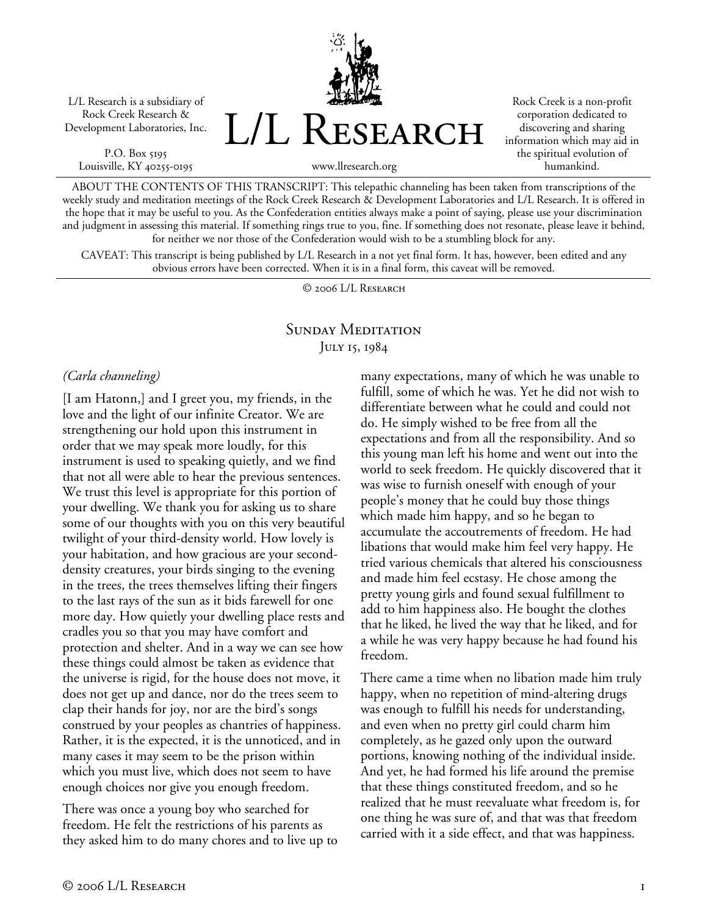L/L Research is a subsidiary of Rock Creek Research & Development Laboratories, Inc.

P.O. Box 5195
Louisville, KY 40255-0195

# L/L Research

www.llresearch.org

Rock Creek is a non-profit corporation dedicated to discovering and sharing information which may aid in the spiritual evolution of humankind.

ABOUT THE CONTENTS OF THIS TRANSCRIPT: This telepathic channeling has been taken from transcriptions of the weekly study and meditation meetings of the Rock Creek Research & Development Laboratories and L/L Research. It is offered in the hope that it may be useful to you. As the Confederation entities always make a point of saying, please use your discrimination and judgment in assessing this material. If something rings true to you, fine. If something does not resonate, please leave it behind, for neither we nor those of the Confederation would wish to be a stumbling block for any.

CAVEAT: This transcript is being published by L/L Research in a not yet final form. It has, however, been edited and any obvious errors have been corrected. When it is in a final form, this caveat will be removed.

© 2006 L/L Research

## Sunday Meditation
July 15, 1984

*(Carla channeling)*

[I am Hatonn,] and I greet you, my friends, in the love and the light of our infinite Creator. We are strengthening our hold upon this instrument in order that we may speak more loudly, for this instrument is used to speaking quietly, and we find that not all were able to hear the previous sentences. We trust this level is appropriate for this portion of your dwelling. We thank you for asking us to share some of our thoughts with you on this very beautiful twilight of your third-density world. How lovely is your habitation, and how gracious are your second-density creatures, your birds singing to the evening in the trees, the trees themselves lifting their fingers to the last rays of the sun as it bids farewell for one more day. How quietly your dwelling place rests and cradles you so that you may have comfort and protection and shelter. And in a way we can see how these things could almost be taken as evidence that the universe is rigid, for the house does not move, it does not get up and dance, nor do the trees seem to clap their hands for joy, nor are the bird's songs construed by your peoples as chantries of happiness. Rather, it is the expected, it is the unnoticed, and in many cases it may seem to be the prison within which you must live, which does not seem to have enough choices nor give you enough freedom.

There was once a young boy who searched for freedom. He felt the restrictions of his parents as they asked him to do many chores and to live up to many expectations, many of which he was unable to fulfill, some of which he was. Yet he did not wish to differentiate between what he could and could not do. He simply wished to be free from all the expectations and from all the responsibility. And so this young man left his home and went out into the world to seek freedom. He quickly discovered that it was wise to furnish oneself with enough of your people's money that he could buy those things which made him happy, and so he began to accumulate the accoutrements of freedom. He had libations that would make him feel very happy. He tried various chemicals that altered his consciousness and made him feel ecstasy. He chose among the pretty young girls and found sexual fulfillment to add to him happiness also. He bought the clothes that he liked, he lived the way that he liked, and for a while he was very happy because he had found his freedom.

There came a time when no libation made him truly happy, when no repetition of mind-altering drugs was enough to fulfill his needs for understanding, and even when no pretty girl could charm him completely, as he gazed only upon the outward portions, knowing nothing of the individual inside. And yet, he had formed his life around the premise that these things constituted freedom, and so he realized that he must reevaluate what freedom is, for one thing he was sure of, and that was that freedom carried with it a side effect, and that was happiness.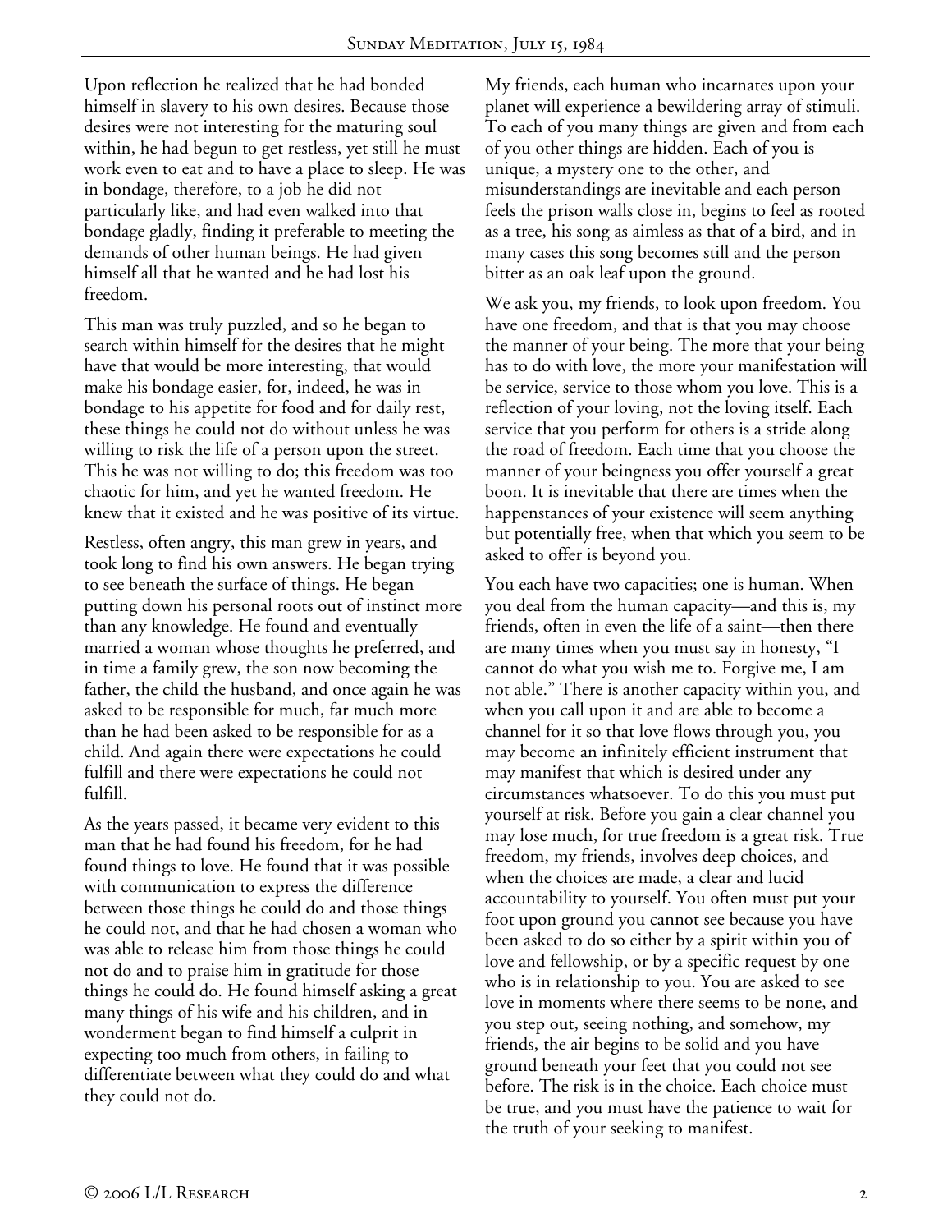Upon reflection he realized that he had bonded himself in slavery to his own desires. Because those desires were not interesting for the maturing soul within, he had begun to get restless, yet still he must work even to eat and to have a place to sleep. He was in bondage, therefore, to a job he did not particularly like, and had even walked into that bondage gladly, finding it preferable to meeting the demands of other human beings. He had given himself all that he wanted and he had lost his freedom.

This man was truly puzzled, and so he began to search within himself for the desires that he might have that would be more interesting, that would make his bondage easier, for, indeed, he was in bondage to his appetite for food and for daily rest, these things he could not do without unless he was willing to risk the life of a person upon the street. This he was not willing to do; this freedom was too chaotic for him, and yet he wanted freedom. He knew that it existed and he was positive of its virtue.

Restless, often angry, this man grew in years, and took long to find his own answers. He began trying to see beneath the surface of things. He began putting down his personal roots out of instinct more than any knowledge. He found and eventually married a woman whose thoughts he preferred, and in time a family grew, the son now becoming the father, the child the husband, and once again he was asked to be responsible for much, far much more than he had been asked to be responsible for as a child. And again there were expectations he could fulfill and there were expectations he could not fulfill.

As the years passed, it became very evident to this man that he had found his freedom, for he had found things to love. He found that it was possible with communication to express the difference between those things he could do and those things he could not, and that he had chosen a woman who was able to release him from those things he could not do and to praise him in gratitude for those things he could do. He found himself asking a great many things of his wife and his children, and in wonderment began to find himself a culprit in expecting too much from others, in failing to differentiate between what they could do and what they could not do.

My friends, each human who incarnates upon your planet will experience a bewildering array of stimuli. To each of you many things are given and from each of you other things are hidden. Each of you is unique, a mystery one to the other, and misunderstandings are inevitable and each person feels the prison walls close in, begins to feel as rooted as a tree, his song as aimless as that of a bird, and in many cases this song becomes still and the person bitter as an oak leaf upon the ground.

We ask you, my friends, to look upon freedom. You have one freedom, and that is that you may choose the manner of your being. The more that your being has to do with love, the more your manifestation will be service, service to those whom you love. This is a reflection of your loving, not the loving itself. Each service that you perform for others is a stride along the road of freedom. Each time that you choose the manner of your beingness you offer yourself a great boon. It is inevitable that there are times when the happenstances of your existence will seem anything but potentially free, when that which you seem to be asked to offer is beyond you.

You each have two capacities; one is human. When you deal from the human capacity—and this is, my friends, often in even the life of a saint—then there are many times when you must say in honesty, "I cannot do what you wish me to. Forgive me, I am not able." There is another capacity within you, and when you call upon it and are able to become a channel for it so that love flows through you, you may become an infinitely efficient instrument that may manifest that which is desired under any circumstances whatsoever. To do this you must put yourself at risk. Before you gain a clear channel you may lose much, for true freedom is a great risk. True freedom, my friends, involves deep choices, and when the choices are made, a clear and lucid accountability to yourself. You often must put your foot upon ground you cannot see because you have been asked to do so either by a spirit within you of love and fellowship, or by a specific request by one who is in relationship to you. You are asked to see love in moments where there seems to be none, and you step out, seeing nothing, and somehow, my friends, the air begins to be solid and you have ground beneath your feet that you could not see before. The risk is in the choice. Each choice must be true, and you must have the patience to wait for the truth of your seeking to manifest.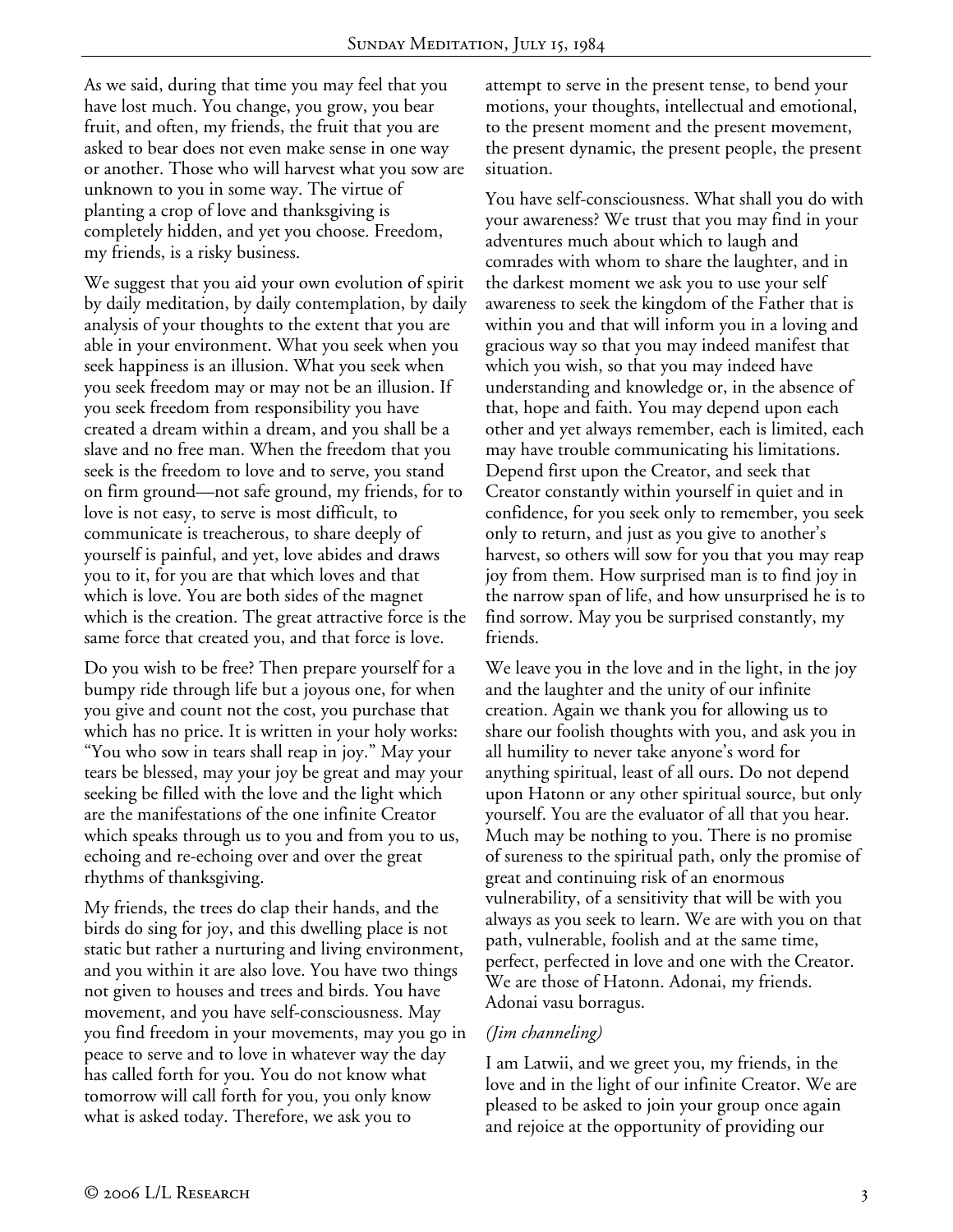As we said, during that time you may feel that you have lost much. You change, you grow, you bear fruit, and often, my friends, the fruit that you are asked to bear does not even make sense in one way or another. Those who will harvest what you sow are unknown to you in some way. The virtue of planting a crop of love and thanksgiving is completely hidden, and yet you choose. Freedom, my friends, is a risky business.

We suggest that you aid your own evolution of spirit by daily meditation, by daily contemplation, by daily analysis of your thoughts to the extent that you are able in your environment. What you seek when you seek happiness is an illusion. What you seek when you seek freedom may or may not be an illusion. If you seek freedom from responsibility you have created a dream within a dream, and you shall be a slave and no free man. When the freedom that you seek is the freedom to love and to serve, you stand on firm ground—not safe ground, my friends, for to love is not easy, to serve is most difficult, to communicate is treacherous, to share deeply of yourself is painful, and yet, love abides and draws you to it, for you are that which loves and that which is love. You are both sides of the magnet which is the creation. The great attractive force is the same force that created you, and that force is love.

Do you wish to be free? Then prepare yourself for a bumpy ride through life but a joyous one, for when you give and count not the cost, you purchase that which has no price. It is written in your holy works: "You who sow in tears shall reap in joy." May your tears be blessed, may your joy be great and may your seeking be filled with the love and the light which are the manifestations of the one infinite Creator which speaks through us to you and from you to us, echoing and re-echoing over and over the great rhythms of thanksgiving.

My friends, the trees do clap their hands, and the birds do sing for joy, and this dwelling place is not static but rather a nurturing and living environment, and you within it are also love. You have two things not given to houses and trees and birds. You have movement, and you have self-consciousness. May you find freedom in your movements, may you go in peace to serve and to love in whatever way the day has called forth for you. You do not know what tomorrow will call forth for you, you only know what is asked today. Therefore, we ask you to attempt to serve in the present tense, to bend your motions, your thoughts, intellectual and emotional, to the present moment and the present movement, the present dynamic, the present people, the present situation.

You have self-consciousness. What shall you do with your awareness? We trust that you may find in your adventures much about which to laugh and comrades with whom to share the laughter, and in the darkest moment we ask you to use your self awareness to seek the kingdom of the Father that is within you and that will inform you in a loving and gracious way so that you may indeed manifest that which you wish, so that you may indeed have understanding and knowledge or, in the absence of that, hope and faith. You may depend upon each other and yet always remember, each is limited, each may have trouble communicating his limitations. Depend first upon the Creator, and seek that Creator constantly within yourself in quiet and in confidence, for you seek only to remember, you seek only to return, and just as you give to another's harvest, so others will sow for you that you may reap joy from them. How surprised man is to find joy in the narrow span of life, and how unsurprised he is to find sorrow. May you be surprised constantly, my friends.

We leave you in the love and in the light, in the joy and the laughter and the unity of our infinite creation. Again we thank you for allowing us to share our foolish thoughts with you, and ask you in all humility to never take anyone's word for anything spiritual, least of all ours. Do not depend upon Hatonn or any other spiritual source, but only yourself. You are the evaluator of all that you hear. Much may be nothing to you. There is no promise of sureness to the spiritual path, only the promise of great and continuing risk of an enormous vulnerability, of a sensitivity that will be with you always as you seek to learn. We are with you on that path, vulnerable, foolish and at the same time, perfect, perfected in love and one with the Creator. We are those of Hatonn. Adonai, my friends. Adonai vasu borragus.

*(Jim channeling)*

I am Latwii, and we greet you, my friends, in the love and in the light of our infinite Creator. We are pleased to be asked to join your group once again and rejoice at the opportunity of providing our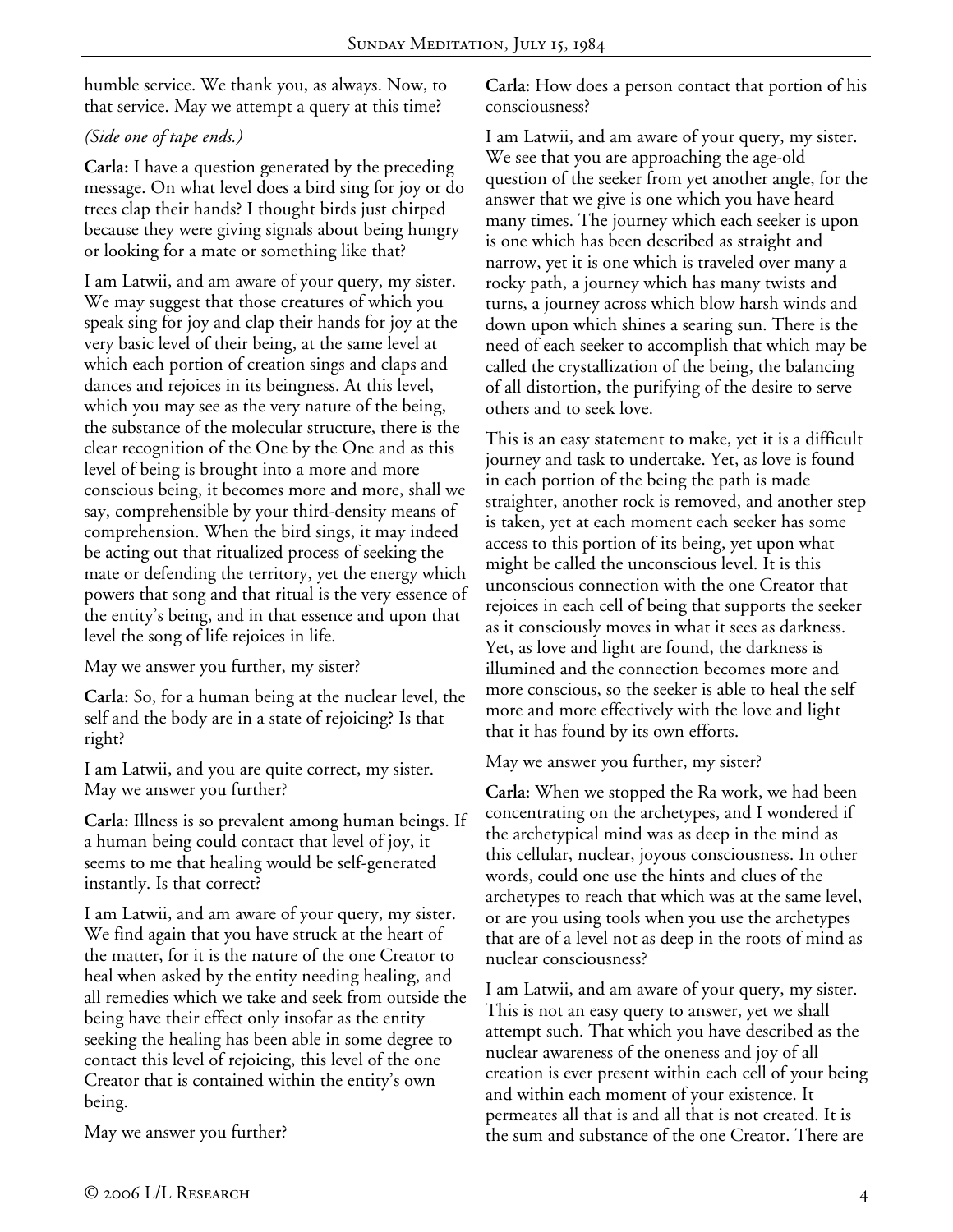humble service. We thank you, as always. Now, to that service. May we attempt a query at this time?

*(Side one of tape ends.)*

**Carla:** I have a question generated by the preceding message. On what level does a bird sing for joy or do trees clap their hands? I thought birds just chirped because they were giving signals about being hungry or looking for a mate or something like that?

I am Latwii, and am aware of your query, my sister. We may suggest that those creatures of which you speak sing for joy and clap their hands for joy at the very basic level of their being, at the same level at which each portion of creation sings and claps and dances and rejoices in its beingness. At this level, which you may see as the very nature of the being, the substance of the molecular structure, there is the clear recognition of the One by the One and as this level of being is brought into a more and more conscious being, it becomes more and more, shall we say, comprehensible by your third-density means of comprehension. When the bird sings, it may indeed be acting out that ritualized process of seeking the mate or defending the territory, yet the energy which powers that song and that ritual is the very essence of the entity's being, and in that essence and upon that level the song of life rejoices in life.

May we answer you further, my sister?

**Carla:** So, for a human being at the nuclear level, the self and the body are in a state of rejoicing? Is that right?

I am Latwii, and you are quite correct, my sister. May we answer you further?

**Carla:** Illness is so prevalent among human beings. If a human being could contact that level of joy, it seems to me that healing would be self-generated instantly. Is that correct?

I am Latwii, and am aware of your query, my sister. We find again that you have struck at the heart of the matter, for it is the nature of the one Creator to heal when asked by the entity needing healing, and all remedies which we take and seek from outside the being have their effect only insofar as the entity seeking the healing has been able in some degree to contact this level of rejoicing, this level of the one Creator that is contained within the entity's own being.

May we answer you further?

**Carla:** How does a person contact that portion of his consciousness?

I am Latwii, and am aware of your query, my sister. We see that you are approaching the age-old question of the seeker from yet another angle, for the answer that we give is one which you have heard many times. The journey which each seeker is upon is one which has been described as straight and narrow, yet it is one which is traveled over many a rocky path, a journey which has many twists and turns, a journey across which blow harsh winds and down upon which shines a searing sun. There is the need of each seeker to accomplish that which may be called the crystallization of the being, the balancing of all distortion, the purifying of the desire to serve others and to seek love.

This is an easy statement to make, yet it is a difficult journey and task to undertake. Yet, as love is found in each portion of the being the path is made straighter, another rock is removed, and another step is taken, yet at each moment each seeker has some access to this portion of its being, yet upon what might be called the unconscious level. It is this unconscious connection with the one Creator that rejoices in each cell of being that supports the seeker as it consciously moves in what it sees as darkness. Yet, as love and light are found, the darkness is illumined and the connection becomes more and more conscious, so the seeker is able to heal the self more and more effectively with the love and light that it has found by its own efforts.

May we answer you further, my sister?

**Carla:** When we stopped the Ra work, we had been concentrating on the archetypes, and I wondered if the archetypical mind was as deep in the mind as this cellular, nuclear, joyous consciousness. In other words, could one use the hints and clues of the archetypes to reach that which was at the same level, or are you using tools when you use the archetypes that are of a level not as deep in the roots of mind as nuclear consciousness?

I am Latwii, and am aware of your query, my sister. This is not an easy query to answer, yet we shall attempt such. That which you have described as the nuclear awareness of the oneness and joy of all creation is ever present within each cell of your being and within each moment of your existence. It permeates all that is and all that is not created. It is the sum and substance of the one Creator. There are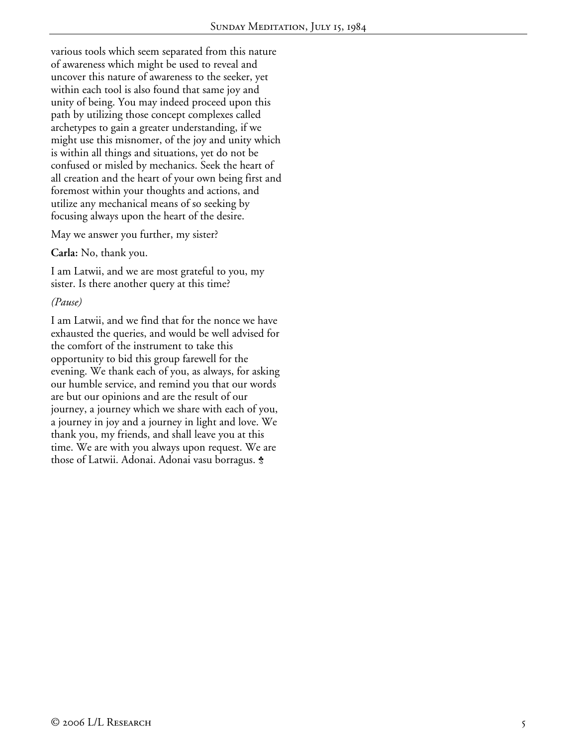various tools which seem separated from this nature of awareness which might be used to reveal and uncover this nature of awareness to the seeker, yet within each tool is also found that same joy and unity of being. You may indeed proceed upon this path by utilizing those concept complexes called archetypes to gain a greater understanding, if we might use this misnomer, of the joy and unity which is within all things and situations, yet do not be confused or misled by mechanics. Seek the heart of all creation and the heart of your own being first and foremost within your thoughts and actions, and utilize any mechanical means of so seeking by focusing always upon the heart of the desire.

May we answer you further, my sister?

**Carla:** No, thank you.

I am Latwii, and we are most grateful to you, my sister. Is there another query at this time?

*(Pause)*

I am Latwii, and we find that for the nonce we have exhausted the queries, and would be well advised for the comfort of the instrument to take this opportunity to bid this group farewell for the evening. We thank each of you, as always, for asking our humble service, and remind you that our words are but our opinions and are the result of our journey, a journey which we share with each of you, a journey in joy and a journey in light and love. We thank you, my friends, and shall leave you at this time. We are with you always upon request. We are those of Latwii. Adonai. Adonai vasu borragus.